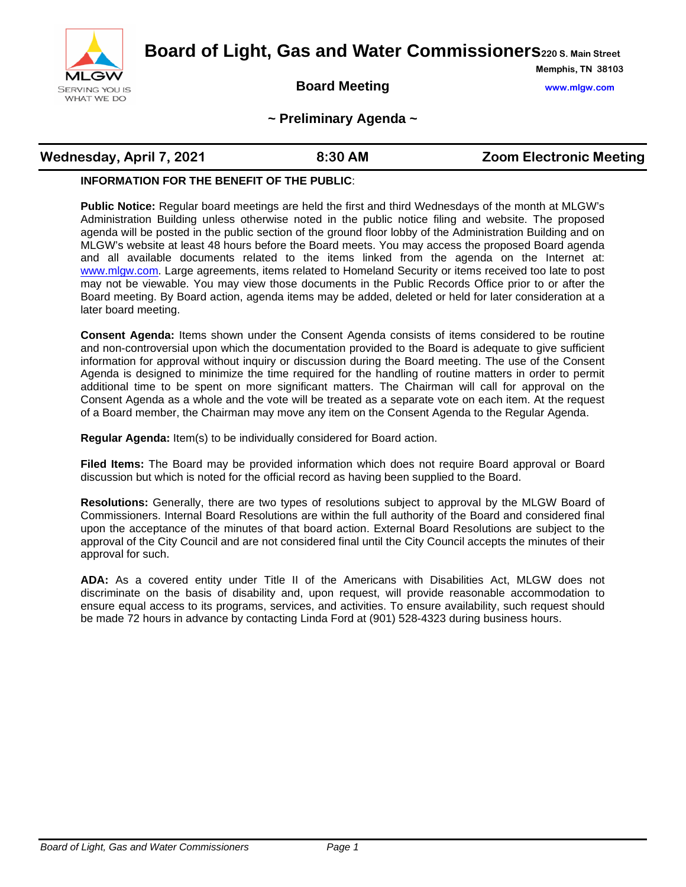# Board of Light, Gas and Water Commissioners

220 S. Main Street
Memphis, TN 38103
www.mlgw.com

## Board Meeting

## ~ Preliminary Agenda ~

**Wednesday, April 7, 2021** | **8:30 AM** | **Zoom Electronic Meeting**

**INFORMATION FOR THE BENEFIT OF THE PUBLIC**:

**Public Notice:** Regular board meetings are held the first and third Wednesdays of the month at MLGW's Administration Building unless otherwise noted in the public notice filing and website. The proposed agenda will be posted in the public section of the ground floor lobby of the Administration Building and on MLGW's website at least 48 hours before the Board meets. You may access the proposed Board agenda and all available documents related to the items linked from the agenda on the Internet at: www.mlgw.com. Large agreements, items related to Homeland Security or items received too late to post may not be viewable. You may view those documents in the Public Records Office prior to or after the Board meeting. By Board action, agenda items may be added, deleted or held for later consideration at a later board meeting.

**Consent Agenda:** Items shown under the Consent Agenda consists of items considered to be routine and non-controversial upon which the documentation provided to the Board is adequate to give sufficient information for approval without inquiry or discussion during the Board meeting. The use of the Consent Agenda is designed to minimize the time required for the handling of routine matters in order to permit additional time to be spent on more significant matters. The Chairman will call for approval on the Consent Agenda as a whole and the vote will be treated as a separate vote on each item. At the request of a Board member, the Chairman may move any item on the Consent Agenda to the Regular Agenda.

**Regular Agenda:** Item(s) to be individually considered for Board action.

**Filed Items:** The Board may be provided information which does not require Board approval or Board discussion but which is noted for the official record as having been supplied to the Board.

**Resolutions:** Generally, there are two types of resolutions subject to approval by the MLGW Board of Commissioners. Internal Board Resolutions are within the full authority of the Board and considered final upon the acceptance of the minutes of that board action. External Board Resolutions are subject to the approval of the City Council and are not considered final until the City Council accepts the minutes of their approval for such.

**ADA:** As a covered entity under Title II of the Americans with Disabilities Act, MLGW does not discriminate on the basis of disability and, upon request, will provide reasonable accommodation to ensure equal access to its programs, services, and activities. To ensure availability, such request should be made 72 hours in advance by contacting Linda Ford at (901) 528-4323 during business hours.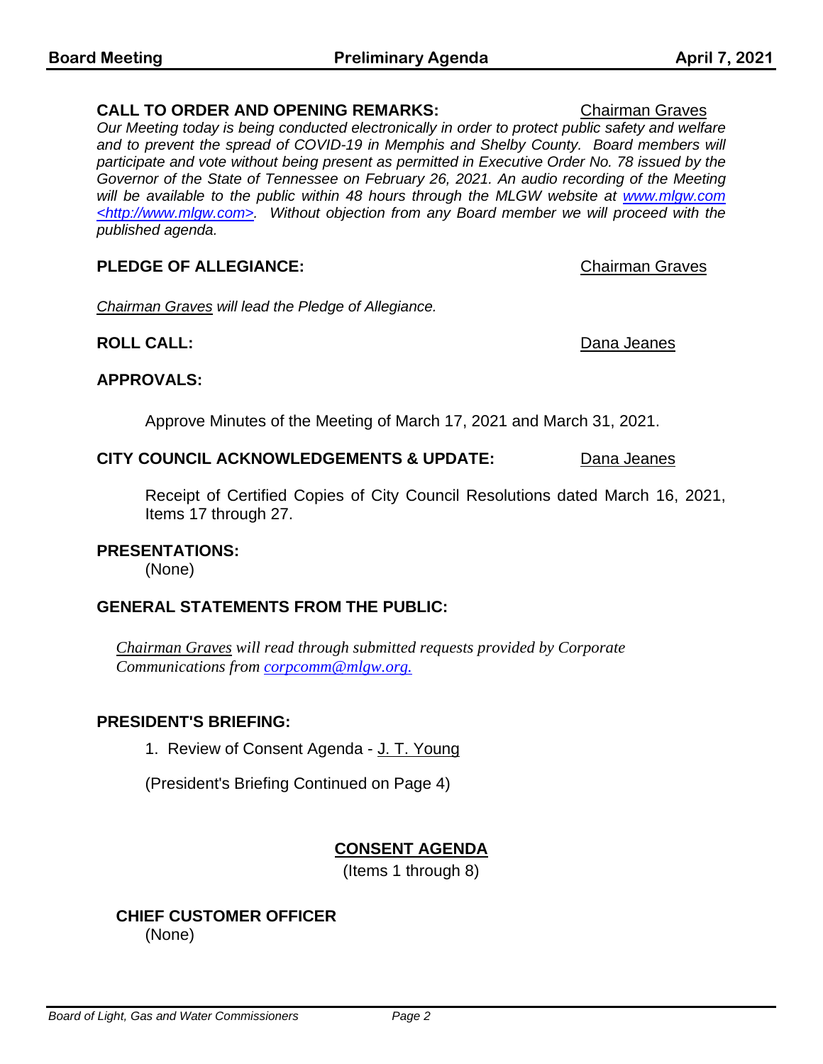**CALL TO ORDER AND OPENING REMARKS:** Chairman Graves

*Our Meeting today is being conducted electronically in order to protect public safety and welfare and to prevent the spread of COVID-19 in Memphis and Shelby County. Board members will participate and vote without being present as permitted in Executive Order No. 78 issued by the Governor of the State of Tennessee on February 26, 2021. An audio recording of the Meeting will be available to the public within 48 hours through the MLGW website at [www.mlgw.com](http://www.mlgw.com) <http://www.mlgw.com>. Without objection from any Board member we will proceed with the published agenda.*

**PLEDGE OF ALLEGIANCE:** Chairman Graves

*Chairman Graves will lead the Pledge of Allegiance.*

**ROLL CALL:** Dana Jeanes

**APPROVALS:**

Approve Minutes of the Meeting of March 17, 2021 and March 31, 2021.

**CITY COUNCIL ACKNOWLEDGEMENTS & UPDATE:** Dana Jeanes

Receipt of Certified Copies of City Council Resolutions dated March 16, 2021, Items 17 through 27.

**PRESENTATIONS:**

(None)

**GENERAL STATEMENTS FROM THE PUBLIC:**

*Chairman Graves will read through submitted requests provided by Corporate Communications from corpcomm@mlgw.org.*

**PRESIDENT'S BRIEFING:**

1. Review of Consent Agenda - J. T. Young

(President's Briefing Continued on Page 4)

## CONSENT AGENDA

(Items 1 through 8)

**CHIEF CUSTOMER OFFICER**

(None)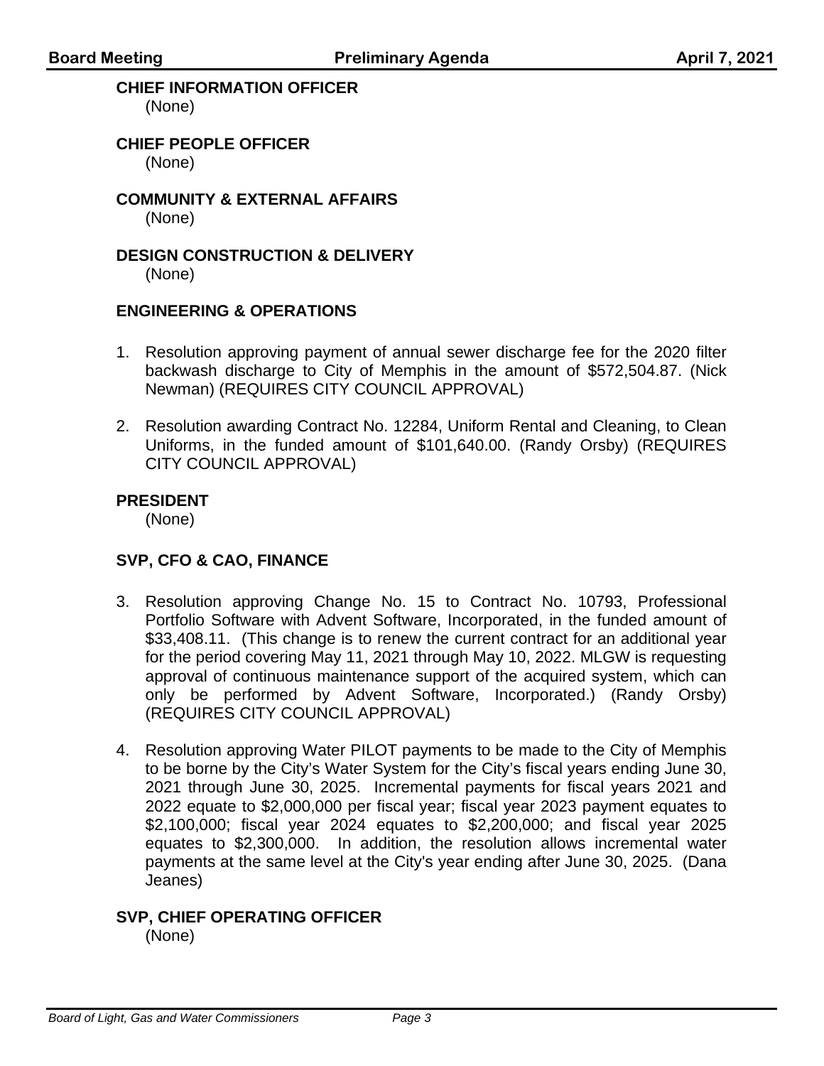**CHIEF INFORMATION OFFICER**
(None)

**CHIEF PEOPLE OFFICER**
(None)

**COMMUNITY & EXTERNAL AFFAIRS**
(None)

**DESIGN CONSTRUCTION & DELIVERY**
(None)

**ENGINEERING & OPERATIONS**

1. Resolution approving payment of annual sewer discharge fee for the 2020 filter backwash discharge to City of Memphis in the amount of $572,504.87. (Nick Newman) (REQUIRES CITY COUNCIL APPROVAL)

2. Resolution awarding Contract No. 12284, Uniform Rental and Cleaning, to Clean Uniforms, in the funded amount of $101,640.00. (Randy Orsby) (REQUIRES CITY COUNCIL APPROVAL)

**PRESIDENT**
(None)

**SVP, CFO & CAO, FINANCE**

3. Resolution approving Change No. 15 to Contract No. 10793, Professional Portfolio Software with Advent Software, Incorporated, in the funded amount of $33,408.11. (This change is to renew the current contract for an additional year for the period covering May 11, 2021 through May 10, 2022. MLGW is requesting approval of continuous maintenance support of the acquired system, which can only be performed by Advent Software, Incorporated.) (Randy Orsby) (REQUIRES CITY COUNCIL APPROVAL)

4. Resolution approving Water PILOT payments to be made to the City of Memphis to be borne by the City's Water System for the City's fiscal years ending June 30, 2021 through June 30, 2025. Incremental payments for fiscal years 2021 and 2022 equate to $2,000,000 per fiscal year; fiscal year 2023 payment equates to $2,100,000; fiscal year 2024 equates to $2,200,000; and fiscal year 2025 equates to $2,300,000. In addition, the resolution allows incremental water payments at the same level at the City's year ending after June 30, 2025. (Dana Jeanes)

**SVP, CHIEF OPERATING OFFICER**
(None)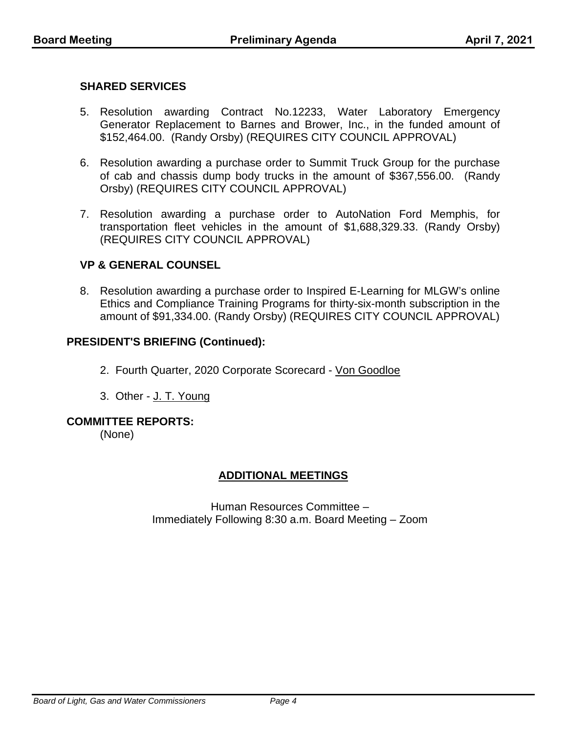### SHARED SERVICES

5. Resolution awarding Contract No.12233, Water Laboratory Emergency Generator Replacement to Barnes and Brower, Inc., in the funded amount of $152,464.00. (Randy Orsby) (REQUIRES CITY COUNCIL APPROVAL)

6. Resolution awarding a purchase order to Summit Truck Group for the purchase of cab and chassis dump body trucks in the amount of $367,556.00. (Randy Orsby) (REQUIRES CITY COUNCIL APPROVAL)

7. Resolution awarding a purchase order to AutoNation Ford Memphis, for transportation fleet vehicles in the amount of $1,688,329.33. (Randy Orsby) (REQUIRES CITY COUNCIL APPROVAL)

### VP & GENERAL COUNSEL

8. Resolution awarding a purchase order to Inspired E-Learning for MLGW's online Ethics and Compliance Training Programs for thirty-six-month subscription in the amount of $91,334.00. (Randy Orsby) (REQUIRES CITY COUNCIL APPROVAL)

### PRESIDENT'S BRIEFING (Continued):

2. Fourth Quarter, 2020 Corporate Scorecard - Von Goodloe

3. Other - J. T. Young

### COMMITTEE REPORTS:

(None)

## ADDITIONAL MEETINGS

Human Resources Committee –
Immediately Following 8:30 a.m. Board Meeting – Zoom